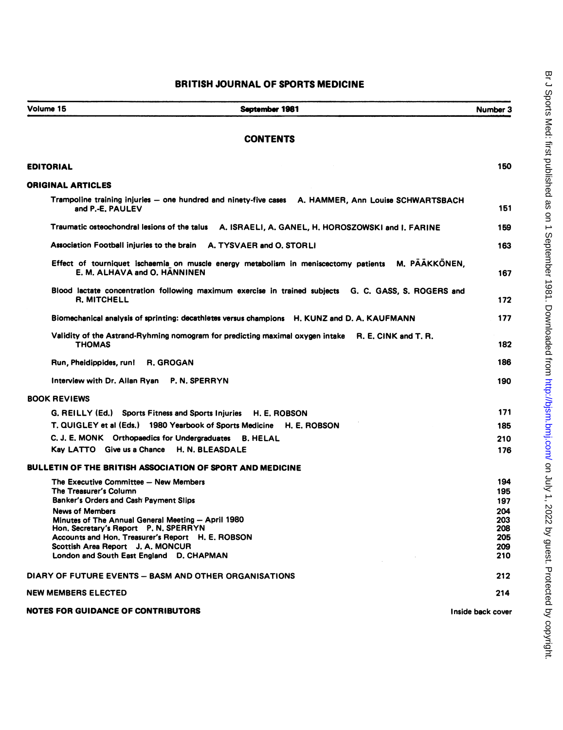# BRITISH JOURNAL OF SPORTS MEDICINE

Volume 15 | September 1981 | Number 3

## CONTENTS

| | |
|---|---|
| **EDITORIAL** | 150 |
| **ORIGINAL ARTICLES** | |
| Trampoline training injuries — one hundred and ninety-five cases A. HAMMER, Ann Louise SCHWARTSBACH and P.-E. PAULEV | 151 |
| Traumatic osteochondral lesions of the talus A. ISRAELI, A. GANEL, H. HOROSZOWSKI and I. FARINE | 159 |
| Association Football injuries to the brain A. TYSVAER and O. STORLI | 163 |
| Effect of tourniquet ischaemia on muscle energy metabolism in meniscectomy patients M. PÄÄKKÖNEN, E. M. ALHAVA and O. HÄNNINEN | 167 |
| Blood lactate concentration following maximum exercise in trained subjects G. C. GASS, S. ROGERS and R. MITCHELL | 172 |
| Biomechanical analysis of sprinting: decathletes versus champions H. KUNZ and D. A. KAUFMANN | 177 |
| Validity of the Astrand-Ryhming nomogram for predicting maximal oxygen intake R. E. CINK and T. R. THOMAS | 182 |
| Run, Pheidippides, run! R. GROGAN | 186 |
| Interview with Dr. Allan Ryan P. N. SPERRYN | 190 |
| **BOOK REVIEWS** | |
| G. REILLY (Ed.) Sports Fitness and Sports Injuries H. E. ROBSON | 171 |
| T. QUIGLEY et al (Eds.) 1980 Yearbook of Sports Medicine H. E. ROBSON | 185 |
| C. J. E. MONK Orthopaedics for Undergraduates B. HELAL | 210 |
| Kay LATTO Give us a Chance H. N. BLEASDALE | 176 |
| **BULLETIN OF THE BRITISH ASSOCIATION OF SPORT AND MEDICINE** | |
| The Executive Committee — New Members | 194 |
| The Treasurer's Column | 195 |
| Banker's Orders and Cash Payment Slips | 197 |
| News of Members | 204 |
| Minutes of The Annual General Meeting — April 1980 | 203 |
| Hon. Secretary's Report P. N. SPERRYN | 208 |
| Accounts and Hon. Treasurer's Report H. E. ROBSON | 205 |
| Scottish Area Report J. A. MONCUR | 209 |
| London and South East England D. CHAPMAN | 210 |
| **DIARY OF FUTURE EVENTS — BASM AND OTHER ORGANISATIONS** | 212 |
| **NEW MEMBERS ELECTED** | 214 |
| **NOTES FOR GUIDANCE OF CONTRIBUTORS** | Inside back cover |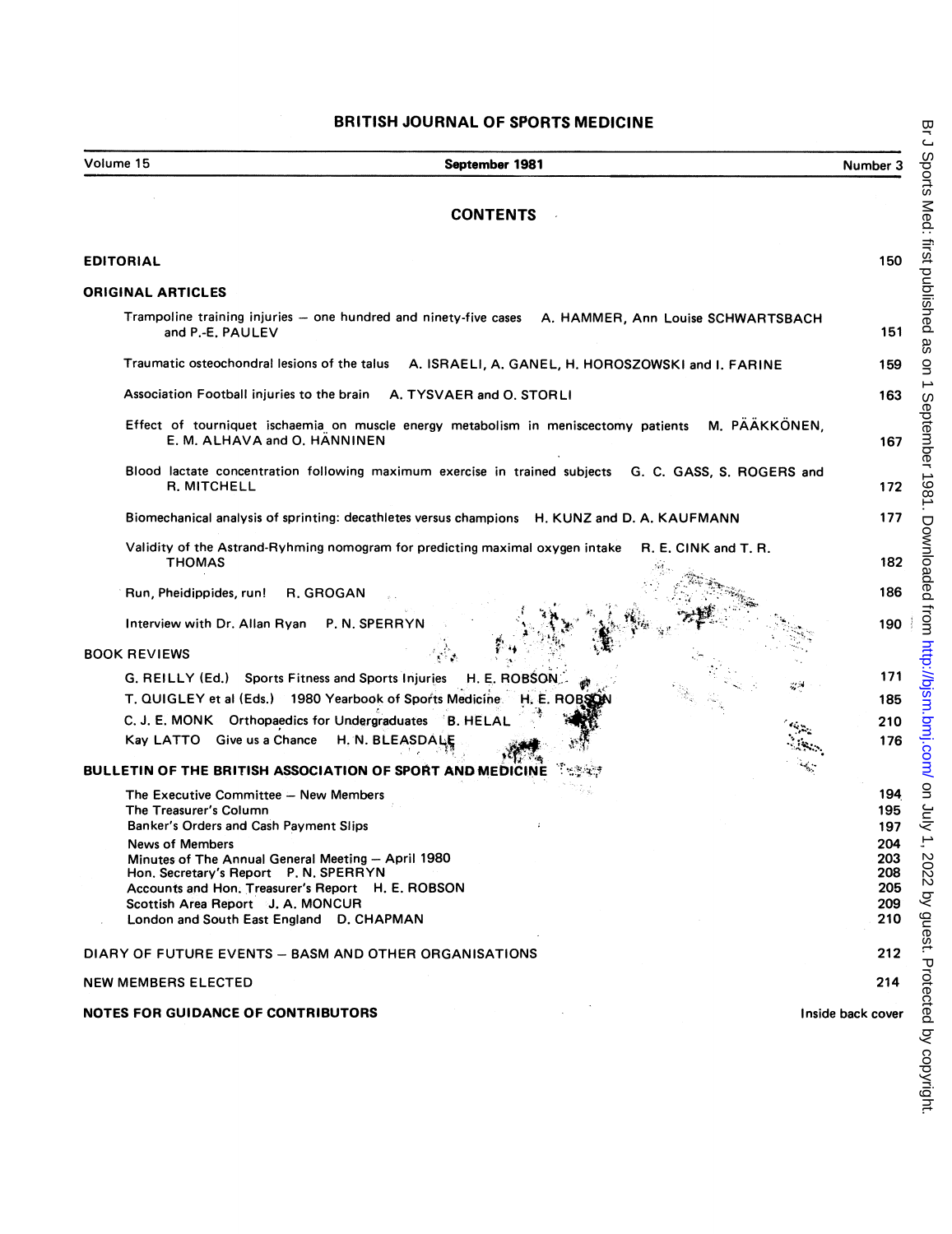# BRITISH JOURNAL OF SPORTS MEDICINE

Volume 15 | September 1981 | Number 3

## CONTENTS

**EDITORIAL** 150

**ORIGINAL ARTICLES**

Trampoline training injuries – one hundred and ninety-five cases  A. HAMMER, Ann Louise SCHWARTSBACH and P.-E. PAULEV 151

Traumatic osteochondral lesions of the talus  A. ISRAELI, A. GANEL, H. HOROSZOWSKI and I. FARINE 159

Association Football injuries to the brain  A. TYSVAER and O. STORLI 163

Effect of tourniquet ischaemia on muscle energy metabolism in meniscectomy patients  M. PÄÄKKÖNEN, E. M. ALHAVA and O. HÄNNINEN 167

Blood lactate concentration following maximum exercise in trained subjects  G. C. GASS, S. ROGERS and R. MITCHELL 172

Biomechanical analysis of sprinting: decathletes versus champions  H. KUNZ and D. A. KAUFMANN 177

Validity of the Astrand-Ryhming nomogram for predicting maximal oxygen intake  R. E. CINK and T. R. THOMAS 182

Run, Pheidippides, run!  R. GROGAN 186

Interview with Dr. Allan Ryan  P. N. SPERRYN 190

**BOOK REVIEWS**

G. REILLY (Ed.)  Sports Fitness and Sports Injuries  H. E. ROBSON 171

T. QUIGLEY et al (Eds.)  1980 Yearbook of Sports Medicine  H. E. ROBSON 185

C. J. E. MONK  Orthopaedics for Undergraduates  B. HELAL 210

Kay LATTO  Give us a Chance  H. N. BLEASDALE 176

**BULLETIN OF THE BRITISH ASSOCIATION OF SPORT AND MEDICINE**

The Executive Committee – New Members 194
The Treasurer's Column 195
Banker's Orders and Cash Payment Slips 197
News of Members 204
Minutes of The Annual General Meeting – April 1980 203
Hon. Secretary's Report  P. N. SPERRYN 208
Accounts and Hon. Treasurer's Report  H. E. ROBSON 205
Scottish Area Report  J. A. MONCUR 209
London and South East England  D. CHAPMAN 210

DIARY OF FUTURE EVENTS – BASM AND OTHER ORGANISATIONS 212

NEW MEMBERS ELECTED 214

**NOTES FOR GUIDANCE OF CONTRIBUTORS** Inside back cover